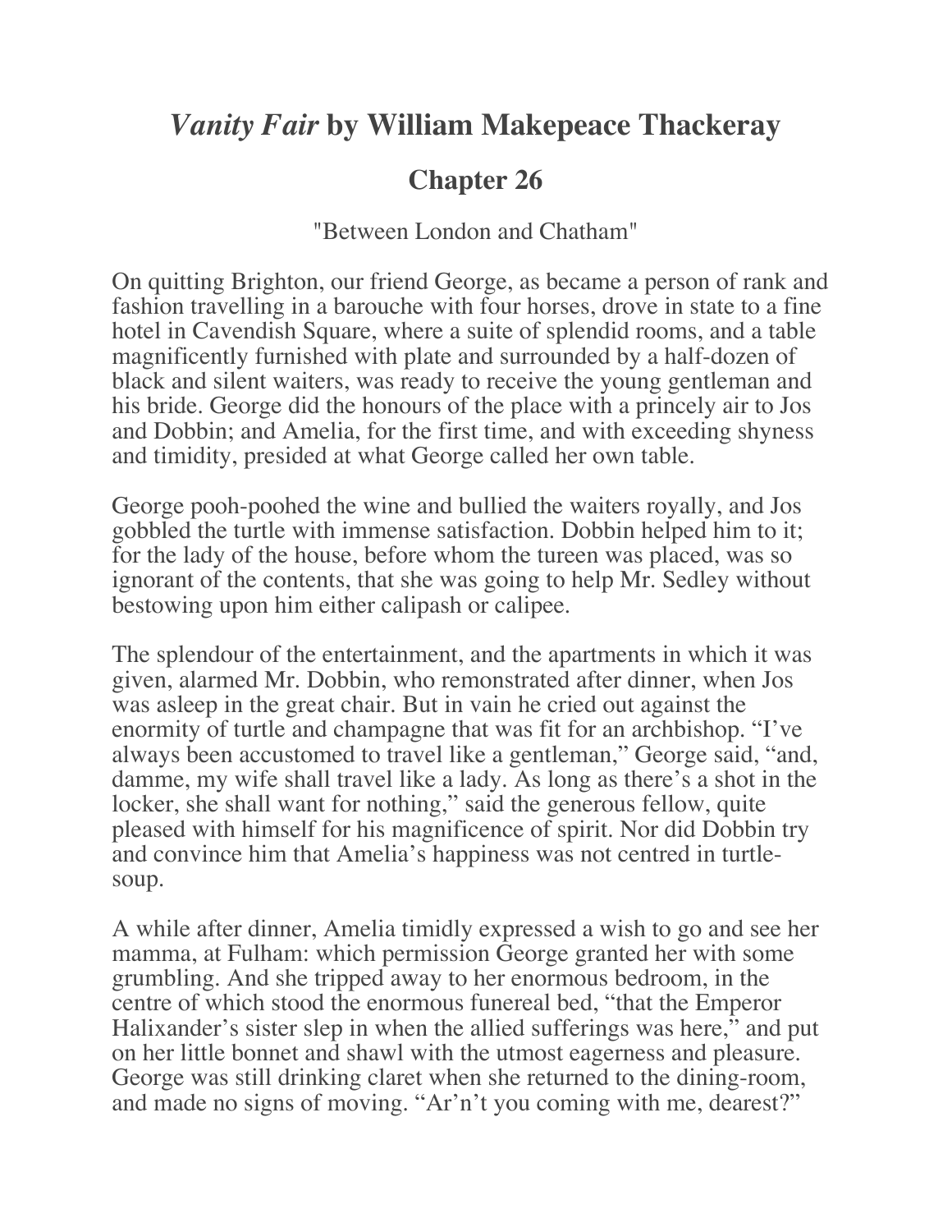# *Vanity Fair* by William Makepeace Thackeray

## Chapter 26

"Between London and Chatham"

On quitting Brighton, our friend George, as became a person of rank and fashion travelling in a barouche with four horses, drove in state to a fine hotel in Cavendish Square, where a suite of splendid rooms, and a table magnificently furnished with plate and surrounded by a half-dozen of black and silent waiters, was ready to receive the young gentleman and his bride. George did the honours of the place with a princely air to Jos and Dobbin; and Amelia, for the first time, and with exceeding shyness and timidity, presided at what George called her own table.

George pooh-poohed the wine and bullied the waiters royally, and Jos gobbled the turtle with immense satisfaction. Dobbin helped him to it; for the lady of the house, before whom the tureen was placed, was so ignorant of the contents, that she was going to help Mr. Sedley without bestowing upon him either calipash or calipee.

The splendour of the entertainment, and the apartments in which it was given, alarmed Mr. Dobbin, who remonstrated after dinner, when Jos was asleep in the great chair. But in vain he cried out against the enormity of turtle and champagne that was fit for an archbishop. "I've always been accustomed to travel like a gentleman," George said, "and, damme, my wife shall travel like a lady. As long as there's a shot in the locker, she shall want for nothing," said the generous fellow, quite pleased with himself for his magnificence of spirit. Nor did Dobbin try and convince him that Amelia's happiness was not centred in turtle-soup.

A while after dinner, Amelia timidly expressed a wish to go and see her mamma, at Fulham: which permission George granted her with some grumbling. And she tripped away to her enormous bedroom, in the centre of which stood the enormous funereal bed, "that the Emperor Halixander's sister slep in when the allied sufferings was here," and put on her little bonnet and shawl with the utmost eagerness and pleasure. George was still drinking claret when she returned to the dining-room, and made no signs of moving. "Ar'n't you coming with me, dearest?"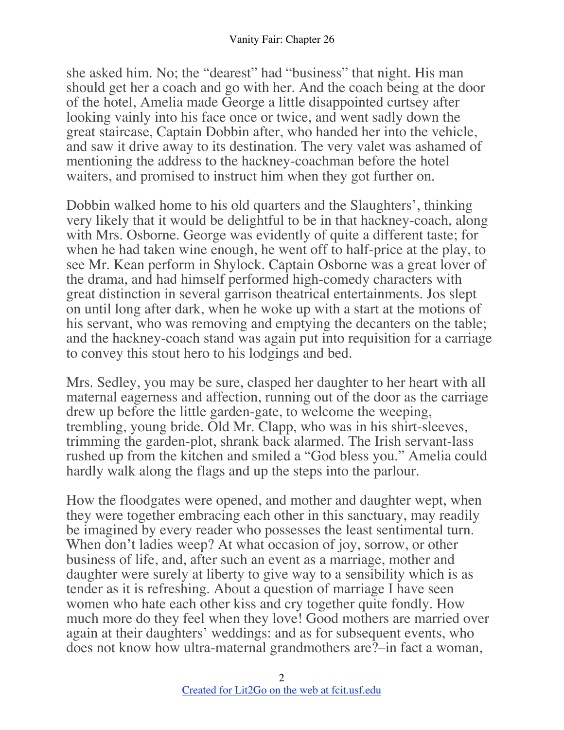she asked him. No; the "dearest" had "business" that night. His man should get her a coach and go with her. And the coach being at the door of the hotel, Amelia made George a little disappointed curtsey after looking vainly into his face once or twice, and went sadly down the great staircase, Captain Dobbin after, who handed her into the vehicle, and saw it drive away to its destination. The very valet was ashamed of mentioning the address to the hackney-coachman before the hotel waiters, and promised to instruct him when they got further on.

Dobbin walked home to his old quarters and the Slaughters', thinking very likely that it would be delightful to be in that hackney-coach, along with Mrs. Osborne. George was evidently of quite a different taste; for when he had taken wine enough, he went off to half-price at the play, to see Mr. Kean perform in Shylock. Captain Osborne was a great lover of the drama, and had himself performed high-comedy characters with great distinction in several garrison theatrical entertainments. Jos slept on until long after dark, when he woke up with a start at the motions of his servant, who was removing and emptying the decanters on the table; and the hackney-coach stand was again put into requisition for a carriage to convey this stout hero to his lodgings and bed.

Mrs. Sedley, you may be sure, clasped her daughter to her heart with all maternal eagerness and affection, running out of the door as the carriage drew up before the little garden-gate, to welcome the weeping, trembling, young bride. Old Mr. Clapp, who was in his shirt-sleeves, trimming the garden-plot, shrank back alarmed. The Irish servant-lass rushed up from the kitchen and smiled a "God bless you." Amelia could hardly walk along the flags and up the steps into the parlour.

How the floodgates were opened, and mother and daughter wept, when they were together embracing each other in this sanctuary, may readily be imagined by every reader who possesses the least sentimental turn. When don't ladies weep? At what occasion of joy, sorrow, or other business of life, and, after such an event as a marriage, mother and daughter were surely at liberty to give way to a sensibility which is as tender as it is refreshing. About a question of marriage I have seen women who hate each other kiss and cry together quite fondly. How much more do they feel when they love! Good mothers are married over again at their daughters' weddings: and as for subsequent events, who does not know how ultra-maternal grandmothers are?–in fact a woman,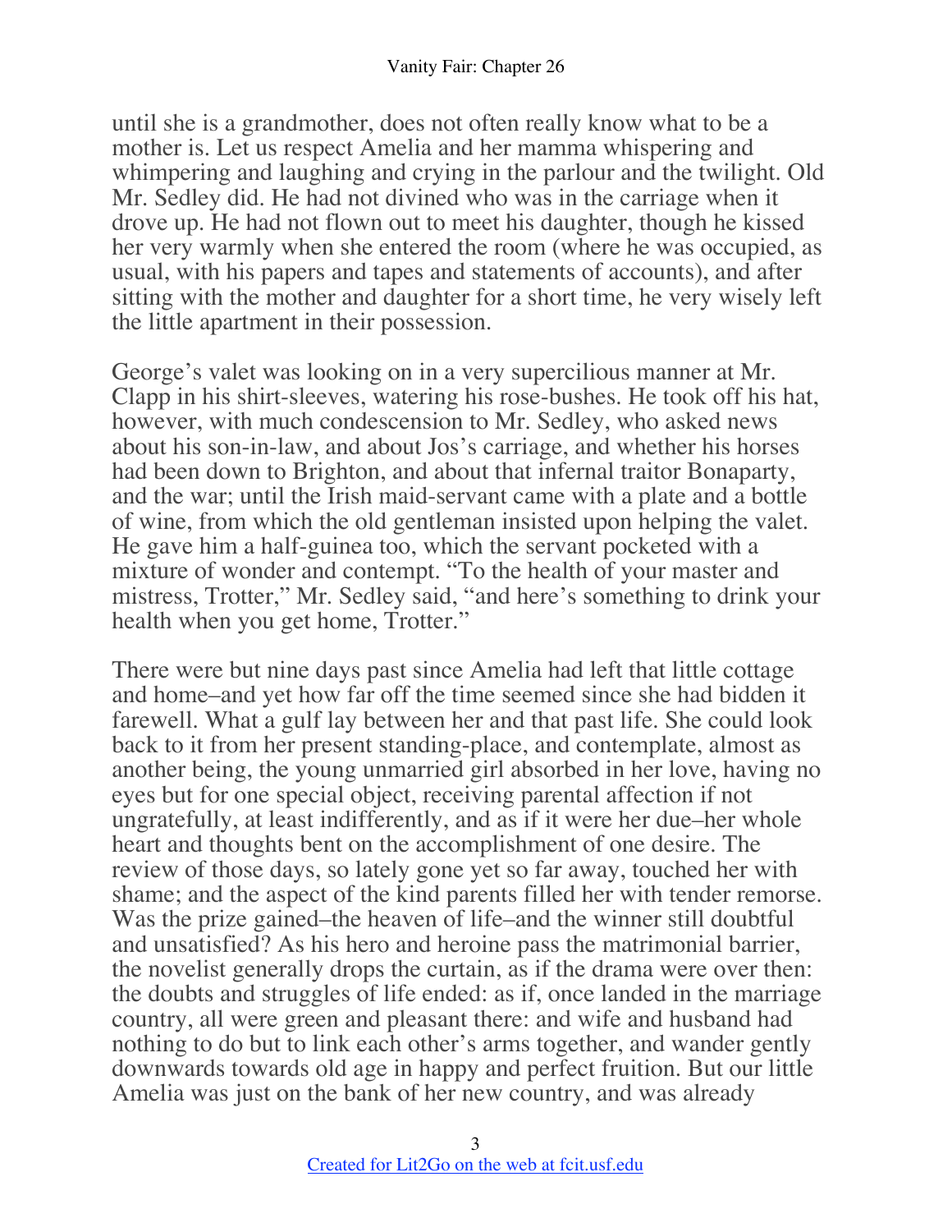until she is a grandmother, does not often really know what to be a mother is. Let us respect Amelia and her mamma whispering and whimpering and laughing and crying in the parlour and the twilight. Old Mr. Sedley did. He had not divined who was in the carriage when it drove up. He had not flown out to meet his daughter, though he kissed her very warmly when she entered the room (where he was occupied, as usual, with his papers and tapes and statements of accounts), and after sitting with the mother and daughter for a short time, he very wisely left the little apartment in their possession.

George's valet was looking on in a very supercilious manner at Mr. Clapp in his shirt-sleeves, watering his rose-bushes. He took off his hat, however, with much condescension to Mr. Sedley, who asked news about his son-in-law, and about Jos's carriage, and whether his horses had been down to Brighton, and about that infernal traitor Bonaparty, and the war; until the Irish maid-servant came with a plate and a bottle of wine, from which the old gentleman insisted upon helping the valet. He gave him a half-guinea too, which the servant pocketed with a mixture of wonder and contempt. "To the health of your master and mistress, Trotter," Mr. Sedley said, "and here's something to drink your health when you get home, Trotter."

There were but nine days past since Amelia had left that little cottage and home–and yet how far off the time seemed since she had bidden it farewell. What a gulf lay between her and that past life. She could look back to it from her present standing-place, and contemplate, almost as another being, the young unmarried girl absorbed in her love, having no eyes but for one special object, receiving parental affection if not ungratefully, at least indifferently, and as if it were her due–her whole heart and thoughts bent on the accomplishment of one desire. The review of those days, so lately gone yet so far away, touched her with shame; and the aspect of the kind parents filled her with tender remorse. Was the prize gained–the heaven of life–and the winner still doubtful and unsatisfied? As his hero and heroine pass the matrimonial barrier, the novelist generally drops the curtain, as if the drama were over then: the doubts and struggles of life ended: as if, once landed in the marriage country, all were green and pleasant there: and wife and husband had nothing to do but to link each other's arms together, and wander gently downwards towards old age in happy and perfect fruition. But our little Amelia was just on the bank of her new country, and was already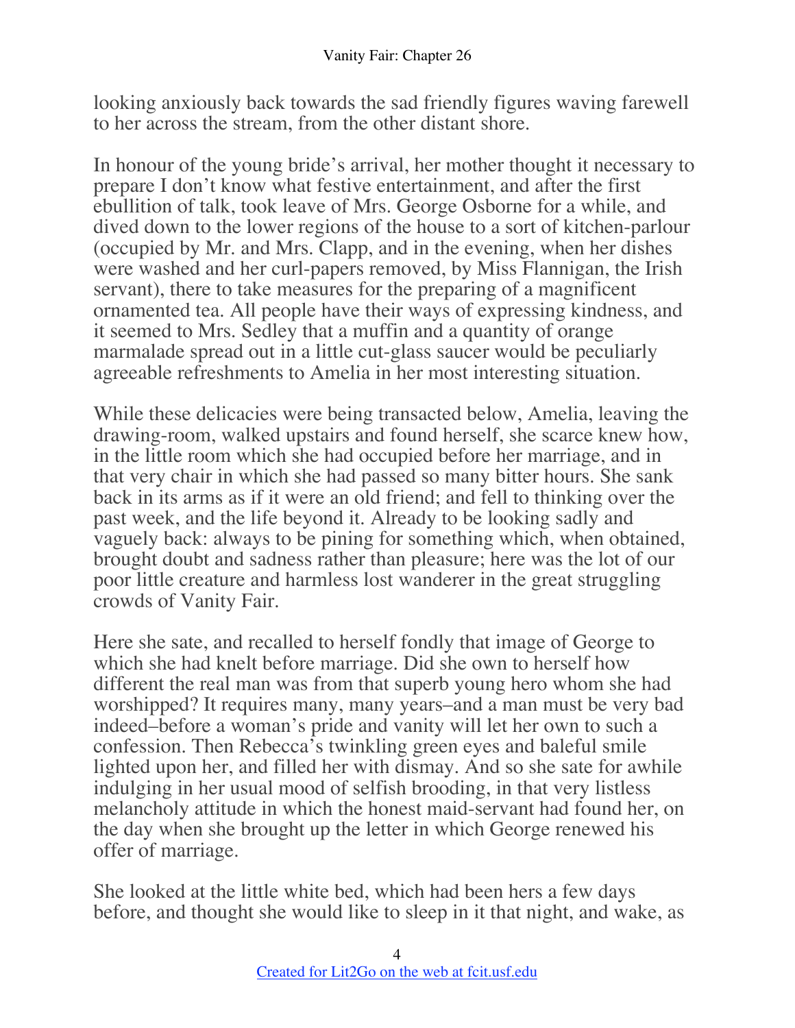looking anxiously back towards the sad friendly figures waving farewell to her across the stream, from the other distant shore.

In honour of the young bride's arrival, her mother thought it necessary to prepare I don't know what festive entertainment, and after the first ebullition of talk, took leave of Mrs. George Osborne for a while, and dived down to the lower regions of the house to a sort of kitchen-parlour (occupied by Mr. and Mrs. Clapp, and in the evening, when her dishes were washed and her curl-papers removed, by Miss Flannigan, the Irish servant), there to take measures for the preparing of a magnificent ornamented tea. All people have their ways of expressing kindness, and it seemed to Mrs. Sedley that a muffin and a quantity of orange marmalade spread out in a little cut-glass saucer would be peculiarly agreeable refreshments to Amelia in her most interesting situation.

While these delicacies were being transacted below, Amelia, leaving the drawing-room, walked upstairs and found herself, she scarce knew how, in the little room which she had occupied before her marriage, and in that very chair in which she had passed so many bitter hours. She sank back in its arms as if it were an old friend; and fell to thinking over the past week, and the life beyond it. Already to be looking sadly and vaguely back: always to be pining for something which, when obtained, brought doubt and sadness rather than pleasure; here was the lot of our poor little creature and harmless lost wanderer in the great struggling crowds of Vanity Fair.

Here she sate, and recalled to herself fondly that image of George to which she had knelt before marriage. Did she own to herself how different the real man was from that superb young hero whom she had worshipped? It requires many, many years–and a man must be very bad indeed–before a woman's pride and vanity will let her own to such a confession. Then Rebecca's twinkling green eyes and baleful smile lighted upon her, and filled her with dismay. And so she sate for awhile indulging in her usual mood of selfish brooding, in that very listless melancholy attitude in which the honest maid-servant had found her, on the day when she brought up the letter in which George renewed his offer of marriage.

She looked at the little white bed, which had been hers a few days before, and thought she would like to sleep in it that night, and wake, as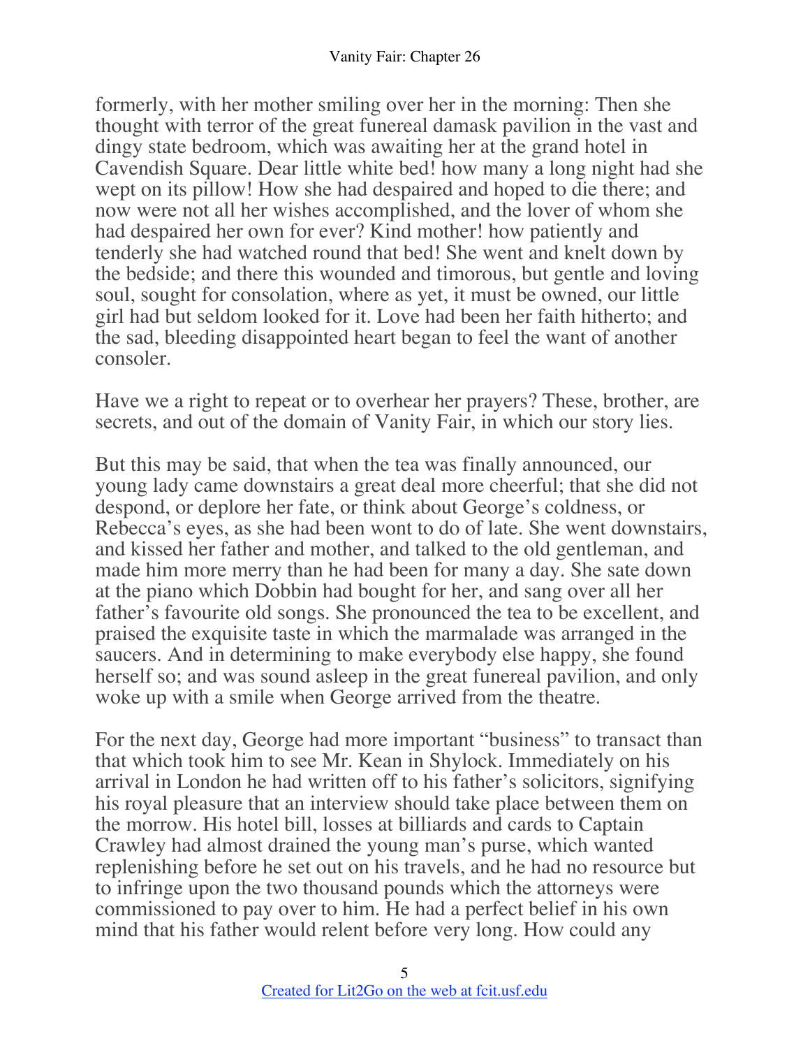formerly, with her mother smiling over her in the morning: Then she thought with terror of the great funereal damask pavilion in the vast and dingy state bedroom, which was awaiting her at the grand hotel in Cavendish Square. Dear little white bed! how many a long night had she wept on its pillow! How she had despaired and hoped to die there; and now were not all her wishes accomplished, and the lover of whom she had despaired her own for ever? Kind mother! how patiently and tenderly she had watched round that bed! She went and knelt down by the bedside; and there this wounded and timorous, but gentle and loving soul, sought for consolation, where as yet, it must be owned, our little girl had but seldom looked for it. Love had been her faith hitherto; and the sad, bleeding disappointed heart began to feel the want of another consoler.

Have we a right to repeat or to overhear her prayers? These, brother, are secrets, and out of the domain of Vanity Fair, in which our story lies.

But this may be said, that when the tea was finally announced, our young lady came downstairs a great deal more cheerful; that she did not despond, or deplore her fate, or think about George's coldness, or Rebecca's eyes, as she had been wont to do of late. She went downstairs, and kissed her father and mother, and talked to the old gentleman, and made him more merry than he had been for many a day. She sate down at the piano which Dobbin had bought for her, and sang over all her father's favourite old songs. She pronounced the tea to be excellent, and praised the exquisite taste in which the marmalade was arranged in the saucers. And in determining to make everybody else happy, she found herself so; and was sound asleep in the great funereal pavilion, and only woke up with a smile when George arrived from the theatre.

For the next day, George had more important "business" to transact than that which took him to see Mr. Kean in Shylock. Immediately on his arrival in London he had written off to his father's solicitors, signifying his royal pleasure that an interview should take place between them on the morrow. His hotel bill, losses at billiards and cards to Captain Crawley had almost drained the young man's purse, which wanted replenishing before he set out on his travels, and he had no resource but to infringe upon the two thousand pounds which the attorneys were commissioned to pay over to him. He had a perfect belief in his own mind that his father would relent before very long. How could any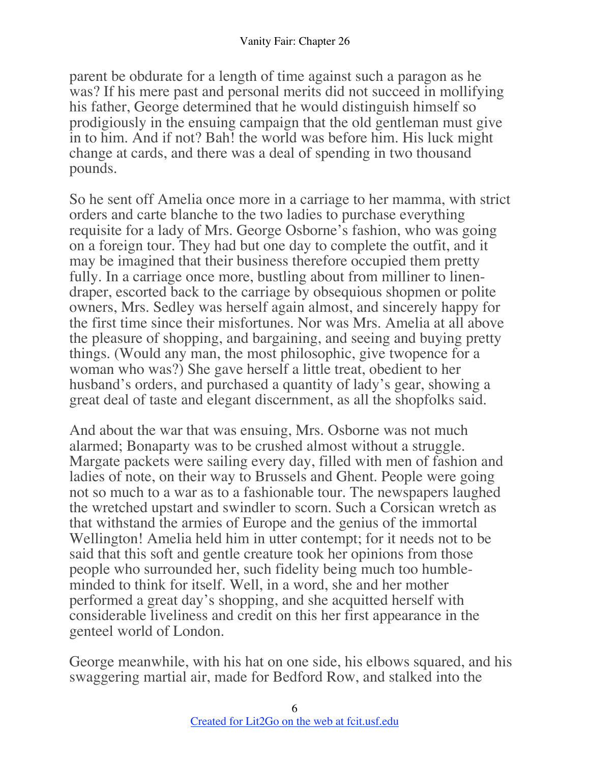parent be obdurate for a length of time against such a paragon as he was? If his mere past and personal merits did not succeed in mollifying his father, George determined that he would distinguish himself so prodigiously in the ensuing campaign that the old gentleman must give in to him. And if not? Bah! the world was before him. His luck might change at cards, and there was a deal of spending in two thousand pounds.

So he sent off Amelia once more in a carriage to her mamma, with strict orders and carte blanche to the two ladies to purchase everything requisite for a lady of Mrs. George Osborne's fashion, who was going on a foreign tour. They had but one day to complete the outfit, and it may be imagined that their business therefore occupied them pretty fully. In a carriage once more, bustling about from milliner to linen-draper, escorted back to the carriage by obsequious shopmen or polite owners, Mrs. Sedley was herself again almost, and sincerely happy for the first time since their misfortunes. Nor was Mrs. Amelia at all above the pleasure of shopping, and bargaining, and seeing and buying pretty things. (Would any man, the most philosophic, give twopence for a woman who was?) She gave herself a little treat, obedient to her husband's orders, and purchased a quantity of lady's gear, showing a great deal of taste and elegant discernment, as all the shopfolks said.

And about the war that was ensuing, Mrs. Osborne was not much alarmed; Bonaparty was to be crushed almost without a struggle. Margate packets were sailing every day, filled with men of fashion and ladies of note, on their way to Brussels and Ghent. People were going not so much to a war as to a fashionable tour. The newspapers laughed the wretched upstart and swindler to scorn. Such a Corsican wretch as that withstand the armies of Europe and the genius of the immortal Wellington! Amelia held him in utter contempt; for it needs not to be said that this soft and gentle creature took her opinions from those people who surrounded her, such fidelity being much too humble-minded to think for itself. Well, in a word, she and her mother performed a great day's shopping, and she acquitted herself with considerable liveliness and credit on this her first appearance in the genteel world of London.

George meanwhile, with his hat on one side, his elbows squared, and his swaggering martial air, made for Bedford Row, and stalked into the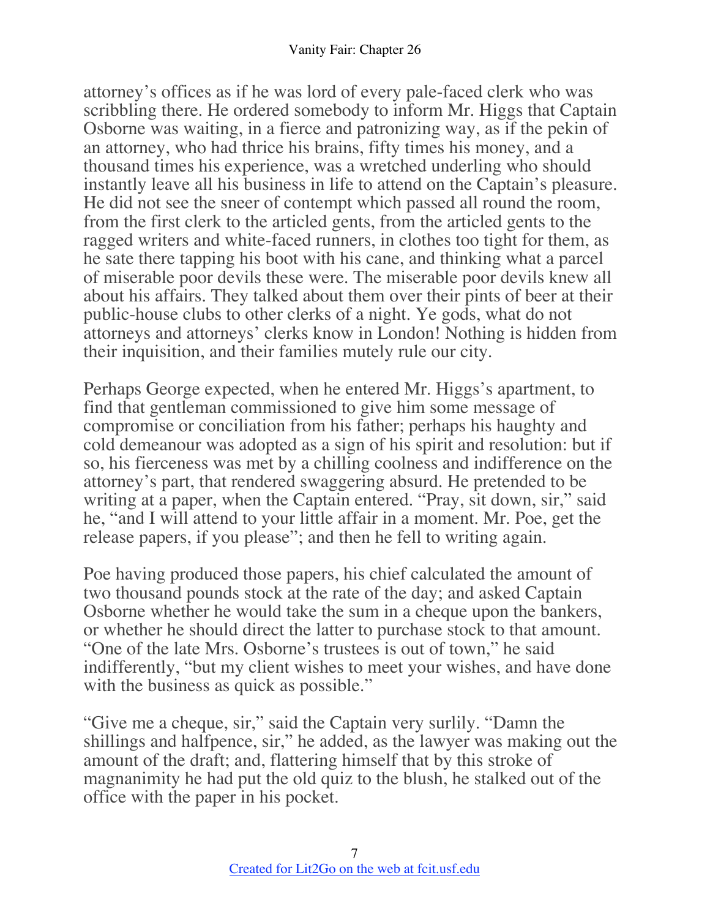attorney's offices as if he was lord of every pale-faced clerk who was scribbling there. He ordered somebody to inform Mr. Higgs that Captain Osborne was waiting, in a fierce and patronizing way, as if the pekin of an attorney, who had thrice his brains, fifty times his money, and a thousand times his experience, was a wretched underling who should instantly leave all his business in life to attend on the Captain's pleasure. He did not see the sneer of contempt which passed all round the room, from the first clerk to the articled gents, from the articled gents to the ragged writers and white-faced runners, in clothes too tight for them, as he sate there tapping his boot with his cane, and thinking what a parcel of miserable poor devils these were. The miserable poor devils knew all about his affairs. They talked about them over their pints of beer at their public-house clubs to other clerks of a night. Ye gods, what do not attorneys and attorneys' clerks know in London! Nothing is hidden from their inquisition, and their families mutely rule our city.

Perhaps George expected, when he entered Mr. Higgs's apartment, to find that gentleman commissioned to give him some message of compromise or conciliation from his father; perhaps his haughty and cold demeanour was adopted as a sign of his spirit and resolution: but if so, his fierceness was met by a chilling coolness and indifference on the attorney's part, that rendered swaggering absurd. He pretended to be writing at a paper, when the Captain entered. "Pray, sit down, sir," said he, "and I will attend to your little affair in a moment. Mr. Poe, get the release papers, if you please"; and then he fell to writing again.

Poe having produced those papers, his chief calculated the amount of two thousand pounds stock at the rate of the day; and asked Captain Osborne whether he would take the sum in a cheque upon the bankers, or whether he should direct the latter to purchase stock to that amount. "One of the late Mrs. Osborne's trustees is out of town," he said indifferently, "but my client wishes to meet your wishes, and have done with the business as quick as possible."

"Give me a cheque, sir," said the Captain very surlily. "Damn the shillings and halfpence, sir," he added, as the lawyer was making out the amount of the draft; and, flattering himself that by this stroke of magnanimity he had put the old quiz to the blush, he stalked out of the office with the paper in his pocket.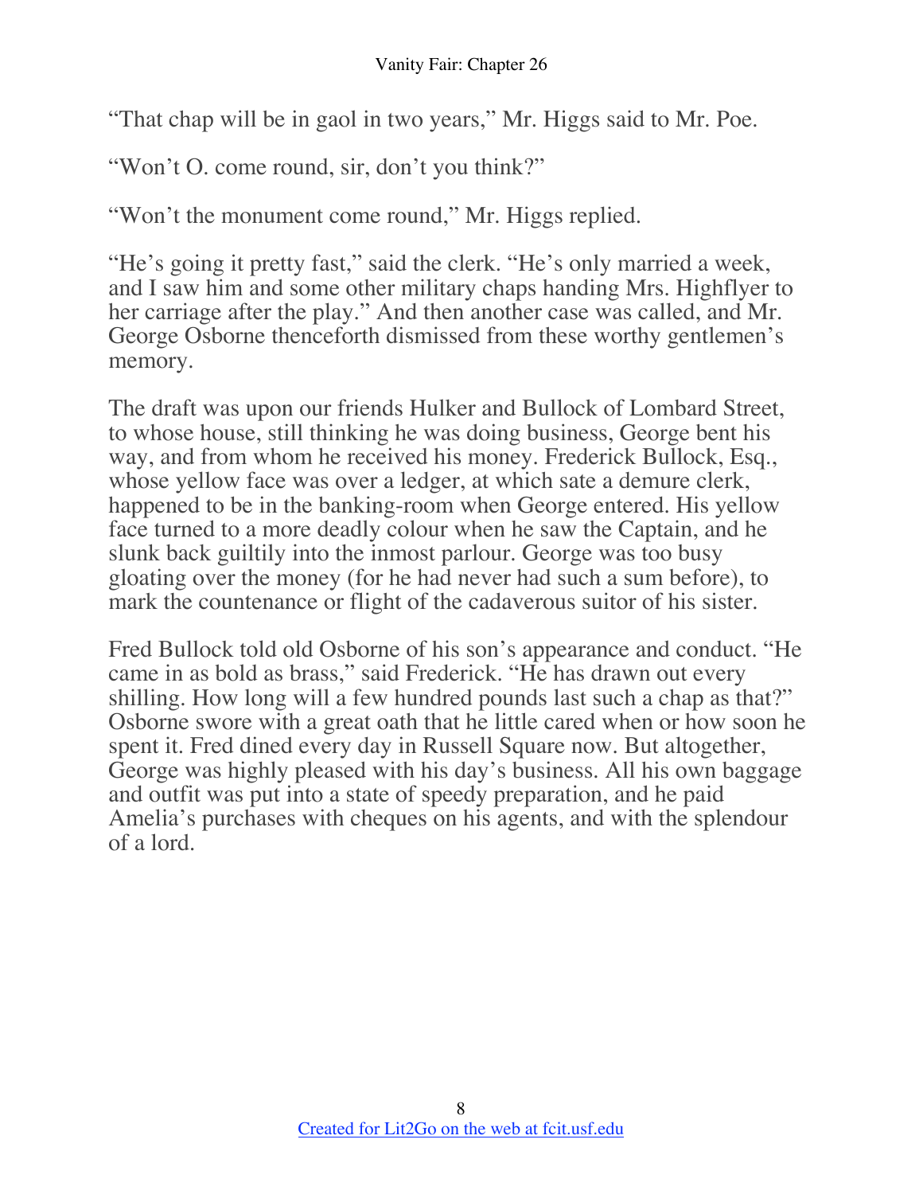"That chap will be in gaol in two years," Mr. Higgs said to Mr. Poe.

"Won't O. come round, sir, don't you think?"

"Won't the monument come round," Mr. Higgs replied.

"He's going it pretty fast," said the clerk. "He's only married a week, and I saw him and some other military chaps handing Mrs. Highflyer to her carriage after the play." And then another case was called, and Mr. George Osborne thenceforth dismissed from these worthy gentlemen's memory.

The draft was upon our friends Hulker and Bullock of Lombard Street, to whose house, still thinking he was doing business, George bent his way, and from whom he received his money. Frederick Bullock, Esq., whose yellow face was over a ledger, at which sate a demure clerk, happened to be in the banking-room when George entered. His yellow face turned to a more deadly colour when he saw the Captain, and he slunk back guiltily into the inmost parlour. George was too busy gloating over the money (for he had never had such a sum before), to mark the countenance or flight of the cadaverous suitor of his sister.

Fred Bullock told old Osborne of his son's appearance and conduct. "He came in as bold as brass," said Frederick. "He has drawn out every shilling. How long will a few hundred pounds last such a chap as that?" Osborne swore with a great oath that he little cared when or how soon he spent it. Fred dined every day in Russell Square now. But altogether, George was highly pleased with his day's business. All his own baggage and outfit was put into a state of speedy preparation, and he paid Amelia's purchases with cheques on his agents, and with the splendour of a lord.